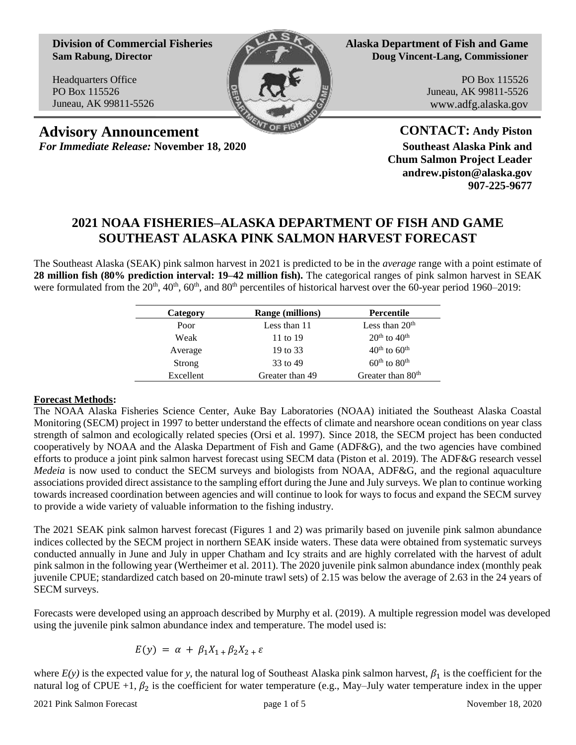**Division of Commercial Fisheries**
**Sam Rabung, Director**

Headquarters Office
PO Box 115526
Juneau, AK 99811-5526

**Alaska Department of Fish and Game**
**Doug Vincent-Lang, Commissioner**

PO Box 115526
Juneau, AK 99811-5526
www.adfg.alaska.gov

# Advisory Announcement

*For Immediate Release:* **November 18, 2020**

**CONTACT: Andy Piston**
**Southeast Alaska Pink and Chum Salmon Project Leader**
**andrew.piston@alaska.gov**
**907-225-9677**

## 2021 NOAA FISHERIES–ALASKA DEPARTMENT OF FISH AND GAME SOUTHEAST ALASKA PINK SALMON HARVEST FORECAST

The Southeast Alaska (SEAK) pink salmon harvest in 2021 is predicted to be in the *average* range with a point estimate of **28 million fish (80% prediction interval: 19–42 million fish).** The categorical ranges of pink salmon harvest in SEAK were formulated from the 20th, 40th, 60th, and 80th percentiles of historical harvest over the 60-year period 1960–2019:

| Category | Range (millions) | Percentile |
|---|---|---|
| Poor | Less than 11 | Less than 20th |
| Weak | 11 to 19 | 20th to 40th |
| Average | 19 to 33 | 40th to 60th |
| Strong | 33 to 49 | 60th to 80th |
| Excellent | Greater than 49 | Greater than 80th |

**Forecast Methods:**

The NOAA Alaska Fisheries Science Center, Auke Bay Laboratories (NOAA) initiated the Southeast Alaska Coastal Monitoring (SECM) project in 1997 to better understand the effects of climate and nearshore ocean conditions on year class strength of salmon and ecologically related species (Orsi et al. 1997). Since 2018, the SECM project has been conducted cooperatively by NOAA and the Alaska Department of Fish and Game (ADF&G), and the two agencies have combined efforts to produce a joint pink salmon harvest forecast using SECM data (Piston et al. 2019). The ADF&G research vessel *Medeia* is now used to conduct the SECM surveys and biologists from NOAA, ADF&G, and the regional aquaculture associations provided direct assistance to the sampling effort during the June and July surveys. We plan to continue working towards increased coordination between agencies and will continue to look for ways to focus and expand the SECM survey to provide a wide variety of valuable information to the fishing industry.

The 2021 SEAK pink salmon harvest forecast (Figures 1 and 2) was primarily based on juvenile pink salmon abundance indices collected by the SECM project in northern SEAK inside waters. These data were obtained from systematic surveys conducted annually in June and July in upper Chatham and Icy straits and are highly correlated with the harvest of adult pink salmon in the following year (Wertheimer et al. 2011). The 2020 juvenile pink salmon abundance index (monthly peak juvenile CPUE; standardized catch based on 20-minute trawl sets) of 2.15 was below the average of 2.63 in the 24 years of SECM surveys.

Forecasts were developed using an approach described by Murphy et al. (2019). A multiple regression model was developed using the juvenile pink salmon abundance index and temperature. The model used is:

$$E(y) = \alpha + \beta_1 X_1 + \beta_2 X_2 + \varepsilon$$

where $E(y)$ is the expected value for $y$, the natural log of Southeast Alaska pink salmon harvest, $\beta_1$ is the coefficient for the natural log of CPUE +1, $\beta_2$ is the coefficient for water temperature (e.g., May–July water temperature index in the upper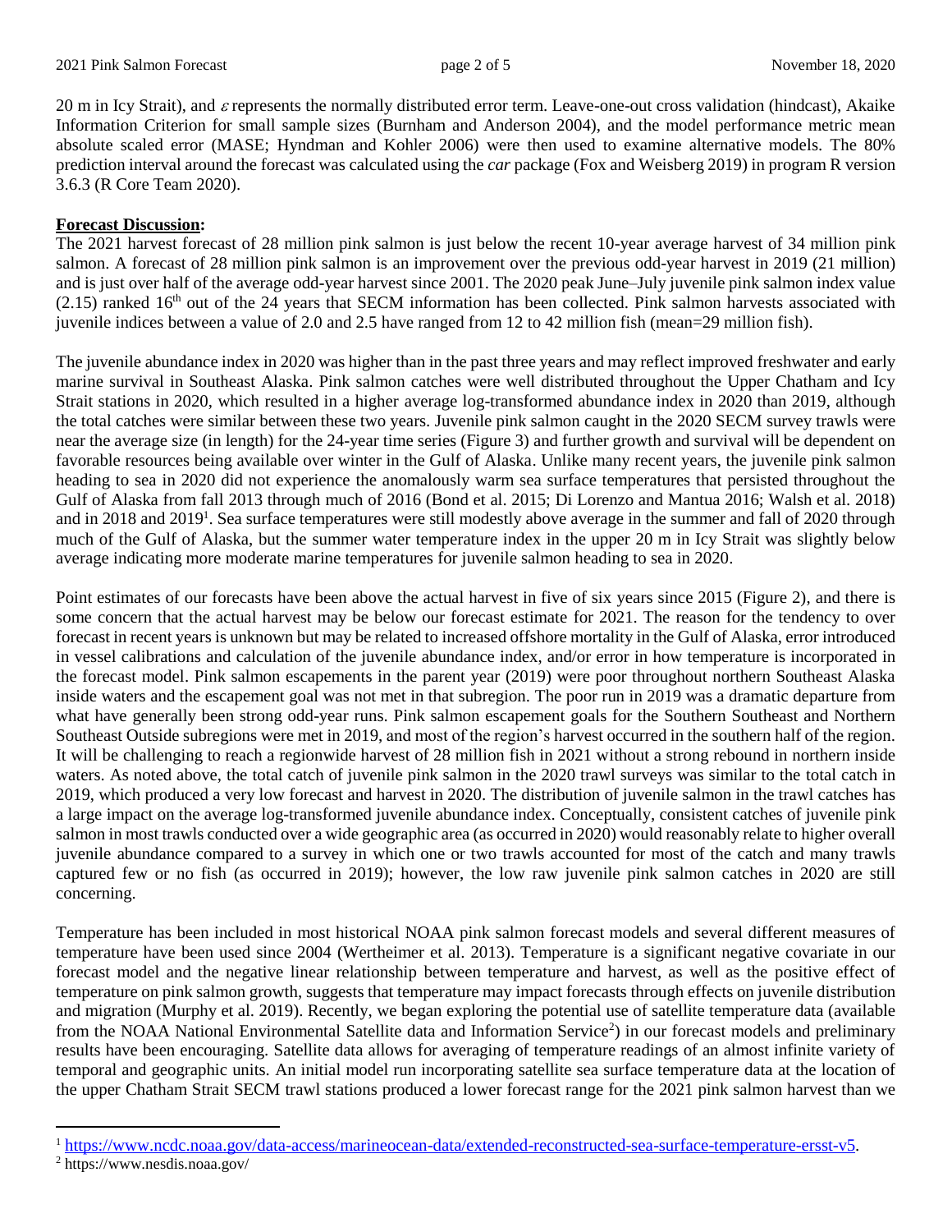20 m in Icy Strait), and $\varepsilon$ represents the normally distributed error term. Leave-one-out cross validation (hindcast), Akaike Information Criterion for small sample sizes (Burnham and Anderson 2004), and the model performance metric mean absolute scaled error (MASE; Hyndman and Kohler 2006) were then used to examine alternative models. The 80% prediction interval around the forecast was calculated using the *car* package (Fox and Weisberg 2019) in program R version 3.6.3 (R Core Team 2020).

**Forecast Discussion:**

The 2021 harvest forecast of 28 million pink salmon is just below the recent 10-year average harvest of 34 million pink salmon. A forecast of 28 million pink salmon is an improvement over the previous odd-year harvest in 2019 (21 million) and is just over half of the average odd-year harvest since 2001. The 2020 peak June–July juvenile pink salmon index value (2.15) ranked 16th out of the 24 years that SECM information has been collected. Pink salmon harvests associated with juvenile indices between a value of 2.0 and 2.5 have ranged from 12 to 42 million fish (mean=29 million fish).

The juvenile abundance index in 2020 was higher than in the past three years and may reflect improved freshwater and early marine survival in Southeast Alaska. Pink salmon catches were well distributed throughout the Upper Chatham and Icy Strait stations in 2020, which resulted in a higher average log-transformed abundance index in 2020 than 2019, although the total catches were similar between these two years. Juvenile pink salmon caught in the 2020 SECM survey trawls were near the average size (in length) for the 24-year time series (Figure 3) and further growth and survival will be dependent on favorable resources being available over winter in the Gulf of Alaska. Unlike many recent years, the juvenile pink salmon heading to sea in 2020 did not experience the anomalously warm sea surface temperatures that persisted throughout the Gulf of Alaska from fall 2013 through much of 2016 (Bond et al. 2015; Di Lorenzo and Mantua 2016; Walsh et al. 2018) and in 2018 and 2019[1]. Sea surface temperatures were still modestly above average in the summer and fall of 2020 through much of the Gulf of Alaska, but the summer water temperature index in the upper 20 m in Icy Strait was slightly below average indicating more moderate marine temperatures for juvenile salmon heading to sea in 2020.

Point estimates of our forecasts have been above the actual harvest in five of six years since 2015 (Figure 2), and there is some concern that the actual harvest may be below our forecast estimate for 2021. The reason for the tendency to over forecast in recent years is unknown but may be related to increased offshore mortality in the Gulf of Alaska, error introduced in vessel calibrations and calculation of the juvenile abundance index, and/or error in how temperature is incorporated in the forecast model. Pink salmon escapements in the parent year (2019) were poor throughout northern Southeast Alaska inside waters and the escapement goal was not met in that subregion. The poor run in 2019 was a dramatic departure from what have generally been strong odd-year runs. Pink salmon escapement goals for the Southern Southeast and Northern Southeast Outside subregions were met in 2019, and most of the region's harvest occurred in the southern half of the region. It will be challenging to reach a regionwide harvest of 28 million fish in 2021 without a strong rebound in northern inside waters. As noted above, the total catch of juvenile pink salmon in the 2020 trawl surveys was similar to the total catch in 2019, which produced a very low forecast and harvest in 2020. The distribution of juvenile salmon in the trawl catches has a large impact on the average log-transformed juvenile abundance index. Conceptually, consistent catches of juvenile pink salmon in most trawls conducted over a wide geographic area (as occurred in 2020) would reasonably relate to higher overall juvenile abundance compared to a survey in which one or two trawls accounted for most of the catch and many trawls captured few or no fish (as occurred in 2019); however, the low raw juvenile pink salmon catches in 2020 are still concerning.

Temperature has been included in most historical NOAA pink salmon forecast models and several different measures of temperature have been used since 2004 (Wertheimer et al. 2013). Temperature is a significant negative covariate in our forecast model and the negative linear relationship between temperature and harvest, as well as the positive effect of temperature on pink salmon growth, suggests that temperature may impact forecasts through effects on juvenile distribution and migration (Murphy et al. 2019). Recently, we began exploring the potential use of satellite temperature data (available from the NOAA National Environmental Satellite data and Information Service[2]) in our forecast models and preliminary results have been encouraging. Satellite data allows for averaging of temperature readings of an almost infinite variety of temporal and geographic units. An initial model run incorporating satellite sea surface temperature data at the location of the upper Chatham Strait SECM trawl stations produced a lower forecast range for the 2021 pink salmon harvest than we

[1] https://www.ncdc.noaa.gov/data-access/marineocean-data/extended-reconstructed-sea-surface-temperature-ersst-v5.

[2] https://www.nesdis.noaa.gov/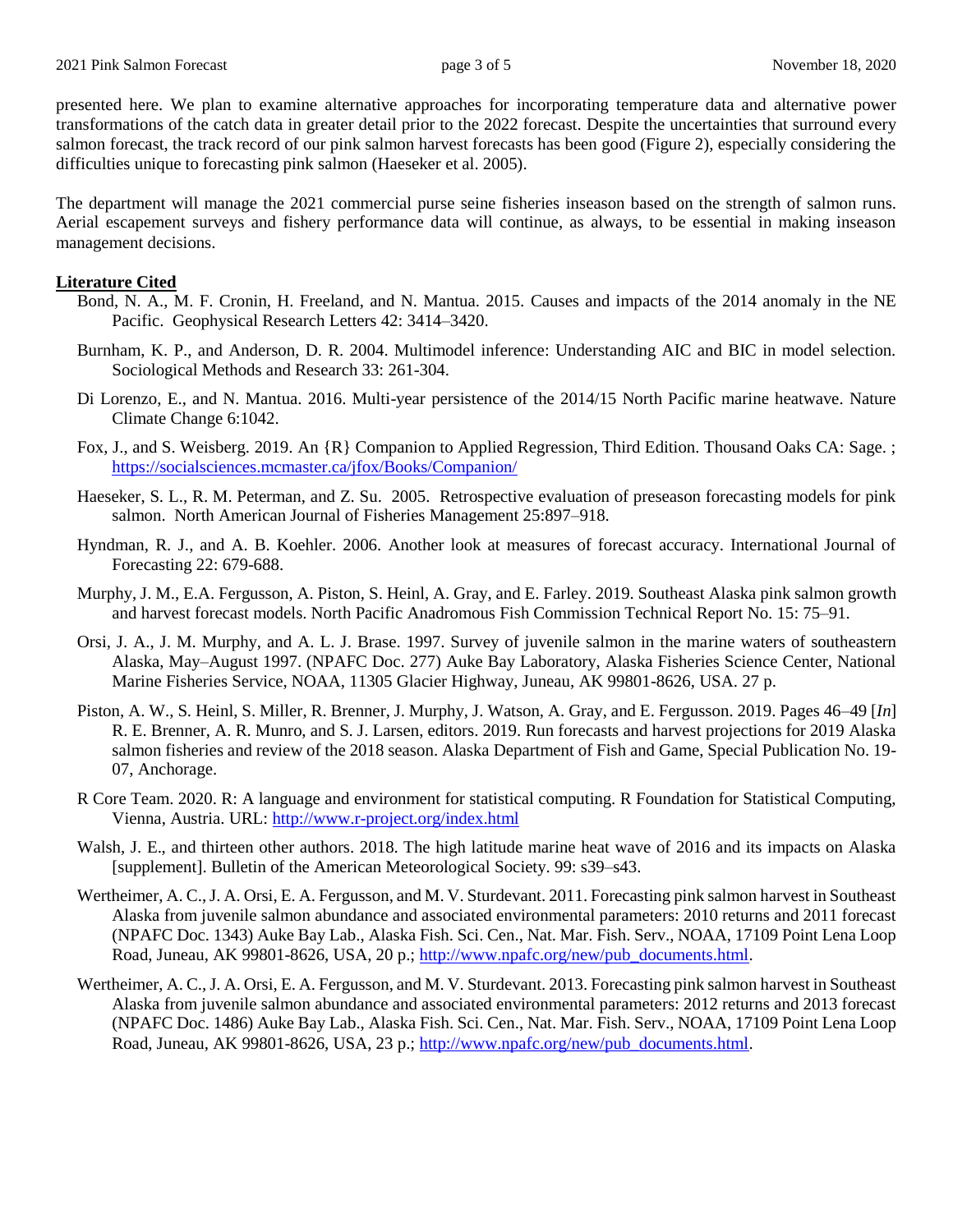presented here. We plan to examine alternative approaches for incorporating temperature data and alternative power transformations of the catch data in greater detail prior to the 2022 forecast. Despite the uncertainties that surround every salmon forecast, the track record of our pink salmon harvest forecasts has been good (Figure 2), especially considering the difficulties unique to forecasting pink salmon (Haeseker et al. 2005).

The department will manage the 2021 commercial purse seine fisheries inseason based on the strength of salmon runs. Aerial escapement surveys and fishery performance data will continue, as always, to be essential in making inseason management decisions.

## Literature Cited

Bond, N. A., M. F. Cronin, H. Freeland, and N. Mantua. 2015. Causes and impacts of the 2014 anomaly in the NE Pacific. Geophysical Research Letters 42: 3414–3420.

Burnham, K. P., and Anderson, D. R. 2004. Multimodel inference: Understanding AIC and BIC in model selection. Sociological Methods and Research 33: 261-304.

Di Lorenzo, E., and N. Mantua. 2016. Multi-year persistence of the 2014/15 North Pacific marine heatwave. Nature Climate Change 6:1042.

Fox, J., and S. Weisberg. 2019. An {R} Companion to Applied Regression, Third Edition. Thousand Oaks CA: Sage. ; https://socialsciences.mcmaster.ca/jfox/Books/Companion/

Haeseker, S. L., R. M. Peterman, and Z. Su. 2005. Retrospective evaluation of preseason forecasting models for pink salmon. North American Journal of Fisheries Management 25:897–918.

Hyndman, R. J., and A. B. Koehler. 2006. Another look at measures of forecast accuracy. International Journal of Forecasting 22: 679-688.

Murphy, J. M., E.A. Fergusson, A. Piston, S. Heinl, A. Gray, and E. Farley. 2019. Southeast Alaska pink salmon growth and harvest forecast models. North Pacific Anadromous Fish Commission Technical Report No. 15: 75–91.

Orsi, J. A., J. M. Murphy, and A. L. J. Brase. 1997. Survey of juvenile salmon in the marine waters of southeastern Alaska, May–August 1997. (NPAFC Doc. 277) Auke Bay Laboratory, Alaska Fisheries Science Center, National Marine Fisheries Service, NOAA, 11305 Glacier Highway, Juneau, AK 99801-8626, USA. 27 p.

Piston, A. W., S. Heinl, S. Miller, R. Brenner, J. Murphy, J. Watson, A. Gray, and E. Fergusson. 2019. Pages 46–49 [*In*] R. E. Brenner, A. R. Munro, and S. J. Larsen, editors. 2019. Run forecasts and harvest projections for 2019 Alaska salmon fisheries and review of the 2018 season. Alaska Department of Fish and Game, Special Publication No. 19-07, Anchorage.

R Core Team. 2020. R: A language and environment for statistical computing. R Foundation for Statistical Computing, Vienna, Austria. URL: http://www.r-project.org/index.html

Walsh, J. E., and thirteen other authors. 2018. The high latitude marine heat wave of 2016 and its impacts on Alaska [supplement]. Bulletin of the American Meteorological Society. 99: s39–s43.

Wertheimer, A. C., J. A. Orsi, E. A. Fergusson, and M. V. Sturdevant. 2011. Forecasting pink salmon harvest in Southeast Alaska from juvenile salmon abundance and associated environmental parameters: 2010 returns and 2011 forecast (NPAFC Doc. 1343) Auke Bay Lab., Alaska Fish. Sci. Cen., Nat. Mar. Fish. Serv., NOAA, 17109 Point Lena Loop Road, Juneau, AK 99801-8626, USA, 20 p.; http://www.npafc.org/new/pub_documents.html.

Wertheimer, A. C., J. A. Orsi, E. A. Fergusson, and M. V. Sturdevant. 2013. Forecasting pink salmon harvest in Southeast Alaska from juvenile salmon abundance and associated environmental parameters: 2012 returns and 2013 forecast (NPAFC Doc. 1486) Auke Bay Lab., Alaska Fish. Sci. Cen., Nat. Mar. Fish. Serv., NOAA, 17109 Point Lena Loop Road, Juneau, AK 99801-8626, USA, 23 p.; http://www.npafc.org/new/pub_documents.html.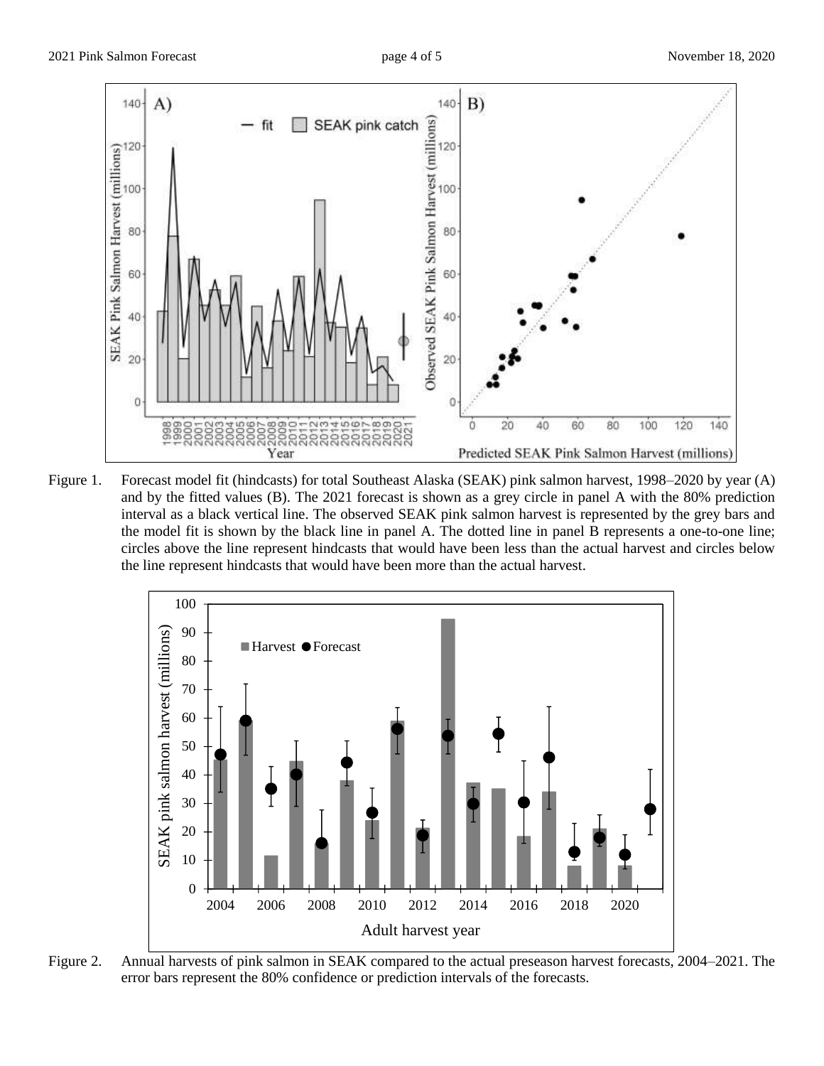Figure 1. Forecast model fit (hindcasts) for total Southeast Alaska (SEAK) pink salmon harvest, 1998–2020 by year (A) and by the fitted values (B). The 2021 forecast is shown as a grey circle in panel A with the 80% prediction interval as a black vertical line. The observed SEAK pink salmon harvest is represented by the grey bars and the model fit is shown by the black line in panel A. The dotted line in panel B represents a one-to-one line; circles above the line represent hindcasts that would have been less than the actual harvest and circles below the line represent hindcasts that would have been more than the actual harvest.

Figure 2. Annual harvests of pink salmon in SEAK compared to the actual preseason harvest forecasts, 2004–2021. The error bars represent the 80% confidence or prediction intervals of the forecasts.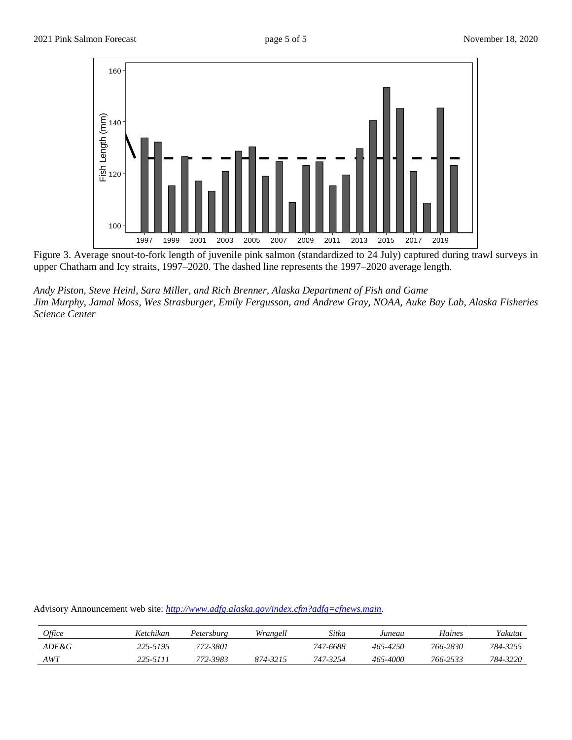Fish Length (mm)

160
140
120
100

1997 1999 2001 2003 2005 2007 2009 2011 2013 2015 2017 2019

Figure 3. Average snout-to-fork length of juvenile pink salmon (standardized to 24 July) captured during trawl surveys in upper Chatham and Icy straits, 1997–2020. The dashed line represents the 1997–2020 average length.

*Andy Piston, Steve Heinl, Sara Miller, and Rich Brenner, Alaska Department of Fish and Game*
*Jim Murphy, Jamal Moss, Wes Strasburger, Emily Fergusson, and Andrew Gray, NOAA, Auke Bay Lab, Alaska Fisheries Science Center*

Advisory Announcement web site: *http://www.adfg.alaska.gov/index.cfm?adfg=cfnews.main*.

| *Office* | *Ketchikan* | *Petersburg* | *Wrangell* | *Sitka* | *Juneau* | *Haines* | *Yakutat* |
|---|---|---|---|---|---|---|---|
| *ADF&G* | *225-5195* | *772-3801* | | *747-6688* | *465-4250* | *766-2830* | *784-3255* |
| *AWT* | *225-5111* | *772-3983* | *874-3215* | *747-3254* | *465-4000* | *766-2533* | *784-3220* |